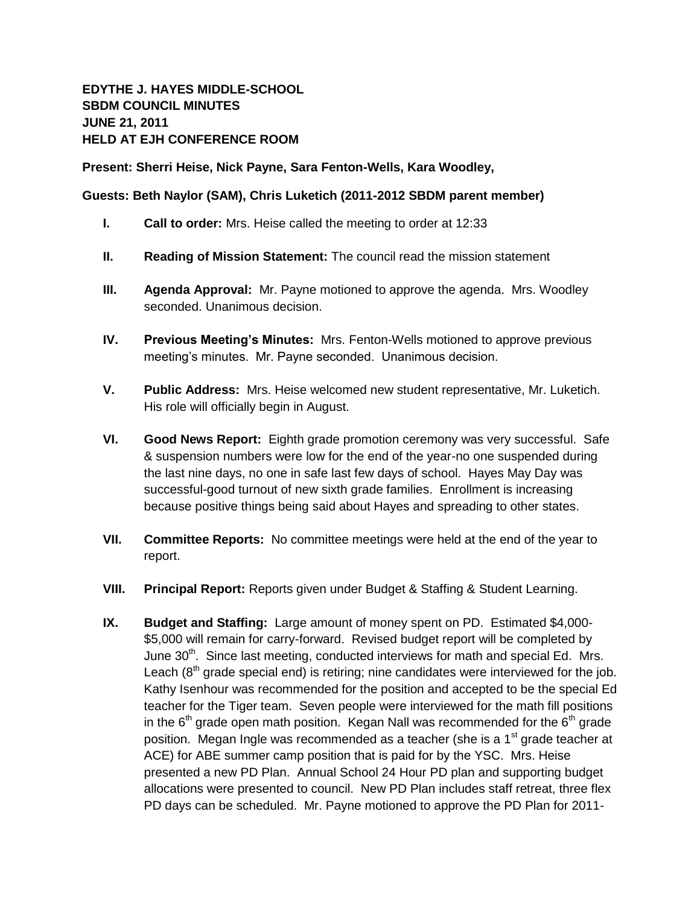**EDYTHE J. HAYES MIDDLE-SCHOOL**
**SBDM COUNCIL MINUTES**
**JUNE 21, 2011**
**HELD AT EJH CONFERENCE ROOM**

**Present: Sherri Heise, Nick Payne, Sara Fenton-Wells, Kara Woodley,**

**Guests: Beth Naylor (SAM), Chris Luketich (2011-2012 SBDM parent member)**

- **I. Call to order:** Mrs. Heise called the meeting to order at 12:33

- **II. Reading of Mission Statement:** The council read the mission statement

- **III. Agenda Approval:** Mr. Payne motioned to approve the agenda. Mrs. Woodley seconded. Unanimous decision.

- **IV. Previous Meeting's Minutes:** Mrs. Fenton-Wells motioned to approve previous meeting's minutes. Mr. Payne seconded. Unanimous decision.

- **V. Public Address:** Mrs. Heise welcomed new student representative, Mr. Luketich. His role will officially begin in August.

- **VI. Good News Report:** Eighth grade promotion ceremony was very successful. Safe & suspension numbers were low for the end of the year-no one suspended during the last nine days, no one in safe last few days of school. Hayes May Day was successful-good turnout of new sixth grade families. Enrollment is increasing because positive things being said about Hayes and spreading to other states.

- **VII. Committee Reports:** No committee meetings were held at the end of the year to report.

- **VIII. Principal Report:** Reports given under Budget & Staffing & Student Learning.

- **IX. Budget and Staffing:** Large amount of money spent on PD. Estimated \$4,000-\$5,000 will remain for carry-forward. Revised budget report will be completed by June 30th. Since last meeting, conducted interviews for math and special Ed. Mrs. Leach (8th grade special end) is retiring; nine candidates were interviewed for the job. Kathy Isenhour was recommended for the position and accepted to be the special Ed teacher for the Tiger team. Seven people were interviewed for the math fill positions in the 6th grade open math position. Kegan Nall was recommended for the 6th grade position. Megan Ingle was recommended as a teacher (she is a 1st grade teacher at ACE) for ABE summer camp position that is paid for by the YSC. Mrs. Heise presented a new PD Plan. Annual School 24 Hour PD plan and supporting budget allocations were presented to council. New PD Plan includes staff retreat, three flex PD days can be scheduled. Mr. Payne motioned to approve the PD Plan for 2011-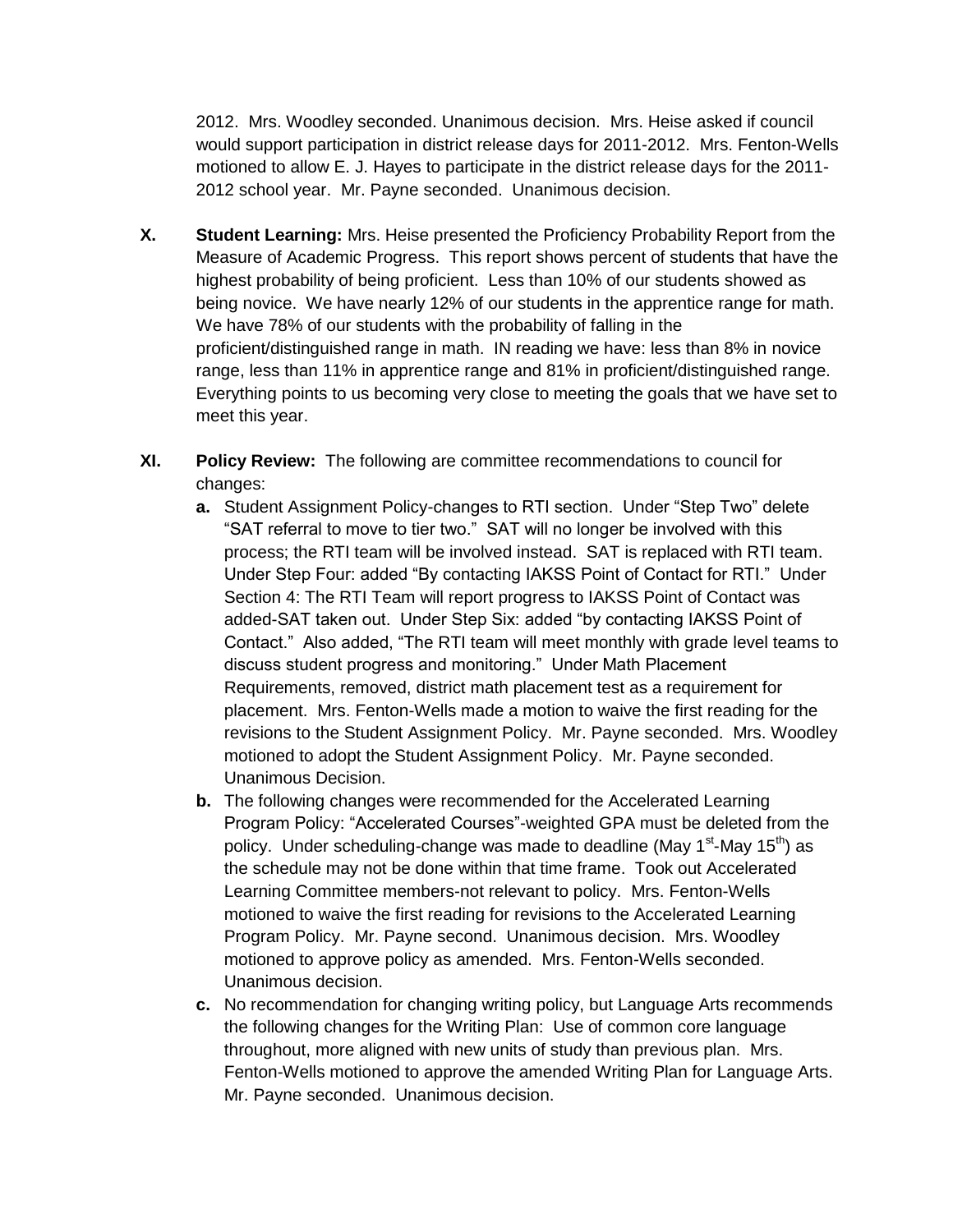2012. Mrs. Woodley seconded. Unanimous decision. Mrs. Heise asked if council would support participation in district release days for 2011-2012. Mrs. Fenton-Wells motioned to allow E. J. Hayes to participate in the district release days for the 2011-2012 school year. Mr. Payne seconded. Unanimous decision.

**X. Student Learning:** Mrs. Heise presented the Proficiency Probability Report from the Measure of Academic Progress. This report shows percent of students that have the highest probability of being proficient. Less than 10% of our students showed as being novice. We have nearly 12% of our students in the apprentice range for math. We have 78% of our students with the probability of falling in the proficient/distinguished range in math. IN reading we have: less than 8% in novice range, less than 11% in apprentice range and 81% in proficient/distinguished range. Everything points to us becoming very close to meeting the goals that we have set to meet this year.

**XI. Policy Review:** The following are committee recommendations to council for changes:

**a.** Student Assignment Policy-changes to RTI section. Under "Step Two" delete "SAT referral to move to tier two." SAT will no longer be involved with this process; the RTI team will be involved instead. SAT is replaced with RTI team. Under Step Four: added "By contacting IAKSS Point of Contact for RTI." Under Section 4: The RTI Team will report progress to IAKSS Point of Contact was added-SAT taken out. Under Step Six: added "by contacting IAKSS Point of Contact." Also added, "The RTI team will meet monthly with grade level teams to discuss student progress and monitoring." Under Math Placement Requirements, removed, district math placement test as a requirement for placement. Mrs. Fenton-Wells made a motion to waive the first reading for the revisions to the Student Assignment Policy. Mr. Payne seconded. Mrs. Woodley motioned to adopt the Student Assignment Policy. Mr. Payne seconded. Unanimous Decision.

**b.** The following changes were recommended for the Accelerated Learning Program Policy: "Accelerated Courses"-weighted GPA must be deleted from the policy. Under scheduling-change was made to deadline (May 1st-May 15th) as the schedule may not be done within that time frame. Took out Accelerated Learning Committee members-not relevant to policy. Mrs. Fenton-Wells motioned to waive the first reading for revisions to the Accelerated Learning Program Policy. Mr. Payne second. Unanimous decision. Mrs. Woodley motioned to approve policy as amended. Mrs. Fenton-Wells seconded. Unanimous decision.

**c.** No recommendation for changing writing policy, but Language Arts recommends the following changes for the Writing Plan: Use of common core language throughout, more aligned with new units of study than previous plan. Mrs. Fenton-Wells motioned to approve the amended Writing Plan for Language Arts. Mr. Payne seconded. Unanimous decision.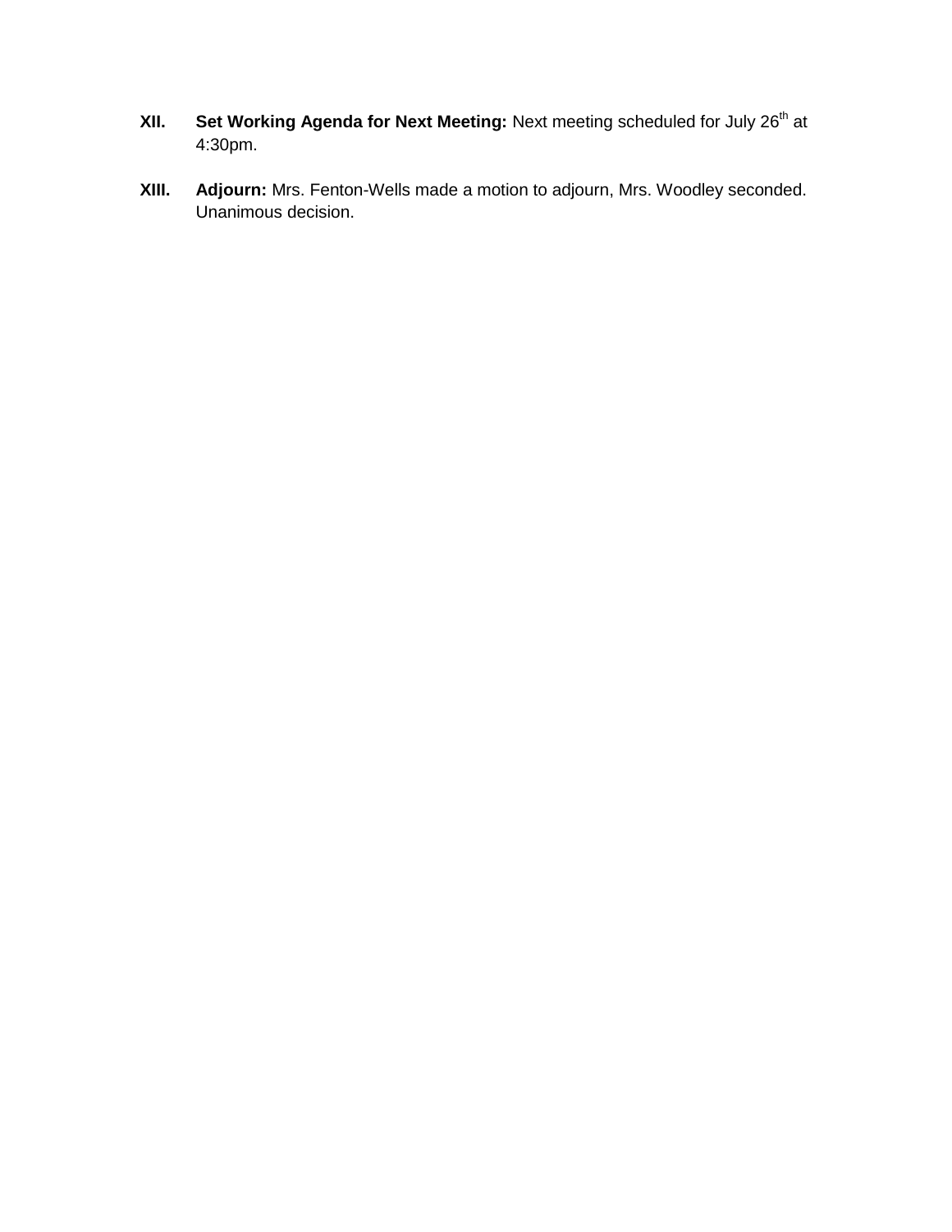**XII.** **Set Working Agenda for Next Meeting:** Next meeting scheduled for July 26th at 4:30pm.

**XIII.** **Adjourn:** Mrs. Fenton-Wells made a motion to adjourn, Mrs. Woodley seconded. Unanimous decision.